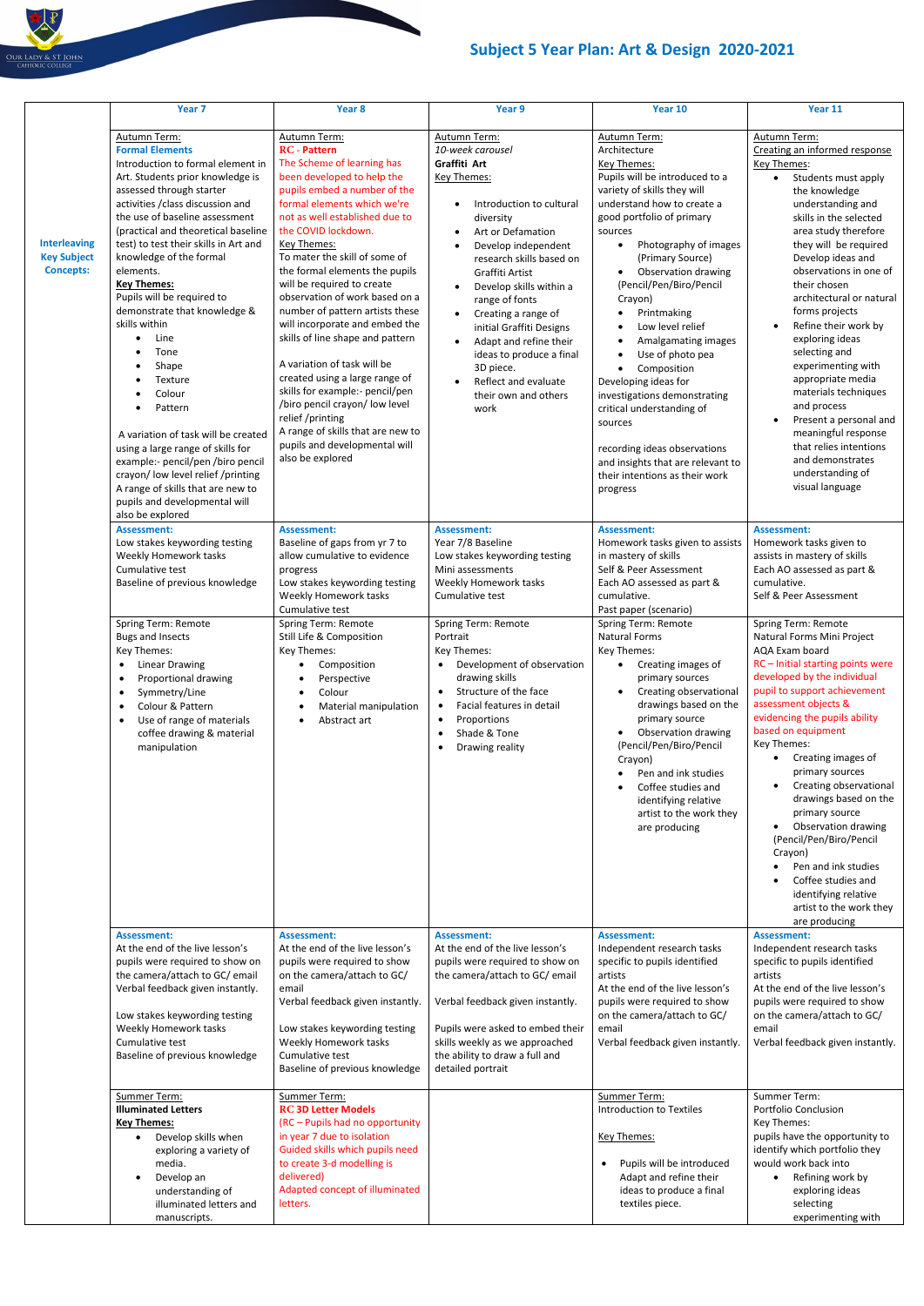# Subject 5 Year Plan: Art & Design 2020-2021

| | Year 7 | Year 8 | Year 9 | Year 10 | Year 11 |
|---|---|---|---|---|---|
| **Interleaving Key Subject Concepts:** | Autumn Term:<br>**Formal Elements**<br>Introduction to formal element in Art. Students prior knowledge is assessed through starter activities /class discussion and the use of baseline assessment (practical and theoretical baseline test) to test their skills in Art and knowledge of the formal elements.<br>**Key Themes:**<br>Pupils will be required to demonstrate that knowledge & skills within<br>• Line<br>• Tone<br>• Shape<br>• Texture<br>• Colour<br>• Pattern<br><br>A variation of task will be created using a large range of skills for example:- pencil/pen /biro pencil crayon/ low level relief /printing<br>A range of skills that are new to pupils and developmental will also be explored | Autumn Term:<br>**RC - Pattern**<br>The Scheme of learning has been developed to help the pupils embed a number of the formal elements which we're not as well established due to the COVID lockdown.<br>Key Themes:<br>To mater the skill of some of the formal elements the pupils will be required to create observation of work based on a number of pattern artists these will incorporate and embed the skills of line shape and pattern<br><br>A variation of task will be created using a large range of skills for example:- pencil/pen /biro pencil crayon/ low level relief /printing<br>A range of skills that are new to pupils and developmental will also be explored | Autumn Term:<br>*10-week carousel*<br>**Graffiti Art**<br>Key Themes:<br><br>• Introduction to cultural diversity<br>• Art or Defamation<br>• Develop independent research skills based on Graffiti Artist<br>• Develop skills within a range of fonts<br>• Creating a range of initial Graffiti Designs<br>• Adapt and refine their ideas to produce a final 3D piece.<br>• Reflect and evaluate their own and others work | Autumn Term:<br>Architecture<br>Key Themes:<br>Pupils will be introduced to a variety of skills they will understand how to create a good portfolio of primary sources<br>• Photography of images (Primary Source)<br>• Observation drawing (Pencil/Pen/Biro/Pencil Crayon)<br>• Printmaking<br>• Low level relief<br>• Amalgamating images<br>• Use of photo pea<br>• Composition<br>Developing ideas for investigations demonstrating critical understanding of sources<br><br>recording ideas observations and insights that are relevant to their intentions as their work progress | Autumn Term:<br>Creating an informed response<br>Key Themes:<br>• Students must apply the knowledge understanding and skills in the selected area study therefore they will be required Develop ideas and observations in one of their chosen architectural or natural forms projects<br>• Refine their work by exploring ideas selecting and experimenting with appropriate media materials techniques and process<br>• Present a personal and meaningful response that relies intentions and demonstrates understanding of visual language |
| | **Assessment:**<br>Low stakes keywording testing<br>Weekly Homework tasks<br>Cumulative test<br>Baseline of previous knowledge | **Assessment:**<br>Baseline of gaps from yr 7 to allow cumulative to evidence progress<br>Low stakes keywording testing<br>Weekly Homework tasks<br>Cumulative test | **Assessment:**<br>Year 7/8 Baseline<br>Low stakes keywording testing<br>Mini assessments<br>Weekly Homework tasks<br>Cumulative test | **Assessment:**<br>Homework tasks given to assists in mastery of skills<br>Self & Peer Assessment<br>Each AO assessed as part & cumulative.<br>Past paper (scenario) | **Assessment:**<br>Homework tasks given to assists in mastery of skills<br>Each AO assessed as part & cumulative.<br>Self & Peer Assessment |
| | Spring Term: Remote<br>Bugs and Insects<br>Key Themes:<br>• Linear Drawing<br>• Proportional drawing<br>• Symmetry/Line<br>• Colour & Pattern<br>• Use of range of materials coffee drawing & material manipulation | Spring Term: Remote<br>Still Life & Composition<br>Key Themes:<br>• Composition<br>• Perspective<br>• Colour<br>• Material manipulation<br>• Abstract art | Spring Term: Remote<br>Portrait<br>Key Themes:<br>• Development of observation drawing skills<br>• Structure of the face<br>• Facial features in detail<br>• Proportions<br>• Shade & Tone<br>• Drawing reality | Spring Term: Remote<br>Natural Forms<br>Key Themes:<br>• Creating images of primary sources<br>• Creating observational drawings based on the primary source<br>• Observation drawing (Pencil/Pen/Biro/Pencil Crayon)<br>• Pen and ink studies<br>• Coffee studies and identifying relative artist to the work they are producing | Spring Term: Remote<br>Natural Forms Mini Project<br>AQA Exam board<br>RC – Initial starting points were developed by the individual pupil to support achievement assessment objects & evidencing the pupils ability based on equipment<br>Key Themes:<br>• Creating images of primary sources<br>• Creating observational drawings based on the primary source<br>• Observation drawing (Pencil/Pen/Biro/Pencil Crayon)<br>• Pen and ink studies<br>• Coffee studies and identifying relative artist to the work they are producing |
| | **Assessment:**<br>At the end of the live lesson's pupils were required to show on the camera/attach to GC/ email<br>Verbal feedback given instantly.<br><br>Low stakes keywording testing<br>Weekly Homework tasks<br>Cumulative test<br>Baseline of previous knowledge | **Assessment:**<br>At the end of the live lesson's pupils were required to show on the camera/attach to GC/ email<br>Verbal feedback given instantly.<br><br>Low stakes keywording testing<br>Weekly Homework tasks<br>Cumulative test<br>Baseline of previous knowledge | **Assessment:**<br>At the end of the live lesson's pupils were required to show on the camera/attach to GC/ email<br><br>Verbal feedback given instantly.<br><br>Pupils were asked to embed their skills weekly as we approached the ability to draw a full and detailed portrait | **Assessment:**<br>Independent research tasks specific to pupils identified artists<br>At the end of the live lesson's pupils were required to show on the camera/attach to GC/ email<br>Verbal feedback given instantly. | **Assessment:**<br>Independent research tasks specific to pupils identified artists<br>At the end of the live lesson's pupils were required to show on the camera/attach to GC/ email<br>Verbal feedback given instantly. |
| | Summer Term:<br>**Illuminated Letters**<br>**Key Themes:**<br>• Develop skills when exploring a variety of media.<br>• Develop an understanding of illuminated letters and manuscripts. | Summer Term:<br>**RC 3D Letter Models**<br>(RC – Pupils had no opportunity in year 7 due to isolation Guided skills which pupils need to create 3-d modelling is delivered)<br>Adapted concept of illuminated letters. | | Summer Term:<br>Introduction to Textiles<br><br>Key Themes:<br><br>• Pupils will be introduced Adapt and refine their ideas to produce a final textiles piece. | Summer Term:<br>Portfolio Conclusion<br>Key Themes:<br>pupils have the opportunity to identify which portfolio they would work back into<br>• Refining work by exploring ideas selecting experimenting with |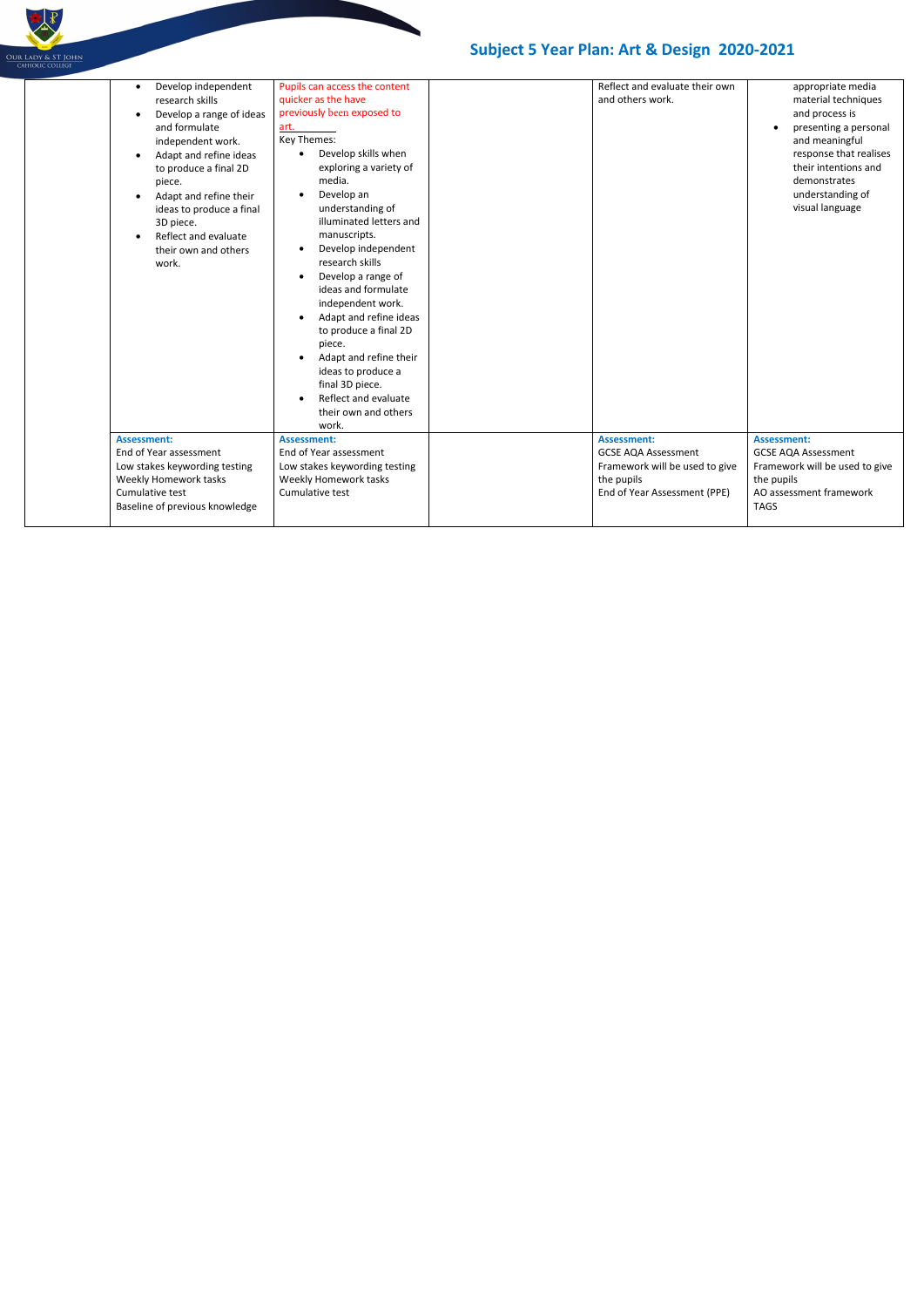| | | | | | |
|---|---|---|---|---|---|
| | • Develop independent research skills<br>• Develop a range of ideas and formulate independent work.<br>• Adapt and refine ideas to produce a final 2D piece.<br>• Adapt and refine their ideas to produce a final 3D piece.<br>• Reflect and evaluate their own and others work. | Pupils can access the content quicker as the have previously been exposed to art.<br>Key Themes:<br>• Develop skills when exploring a variety of media.<br>• Develop an understanding of illuminated letters and manuscripts.<br>• Develop independent research skills<br>• Develop a range of ideas and formulate independent work.<br>• Adapt and refine ideas to produce a final 2D piece.<br>• Adapt and refine their ideas to produce a final 3D piece.<br>• Reflect and evaluate their own and others work. | | Reflect and evaluate their own and others work. | appropriate media material techniques and process is<br>• presenting a personal and meaningful response that realises their intentions and demonstrates understanding of visual language |
| | **Assessment:**<br>End of Year assessment<br>Low stakes keywording testing<br>Weekly Homework tasks<br>Cumulative test<br>Baseline of previous knowledge | **Assessment:**<br>End of Year assessment<br>Low stakes keywording testing<br>Weekly Homework tasks<br>Cumulative test | | **Assessment:**<br>GCSE AQA Assessment Framework will be used to give the pupils<br>End of Year Assessment (PPE) | **Assessment:**<br>GCSE AQA Assessment Framework will be used to give the pupils<br>AO assessment framework<br>TAGS |